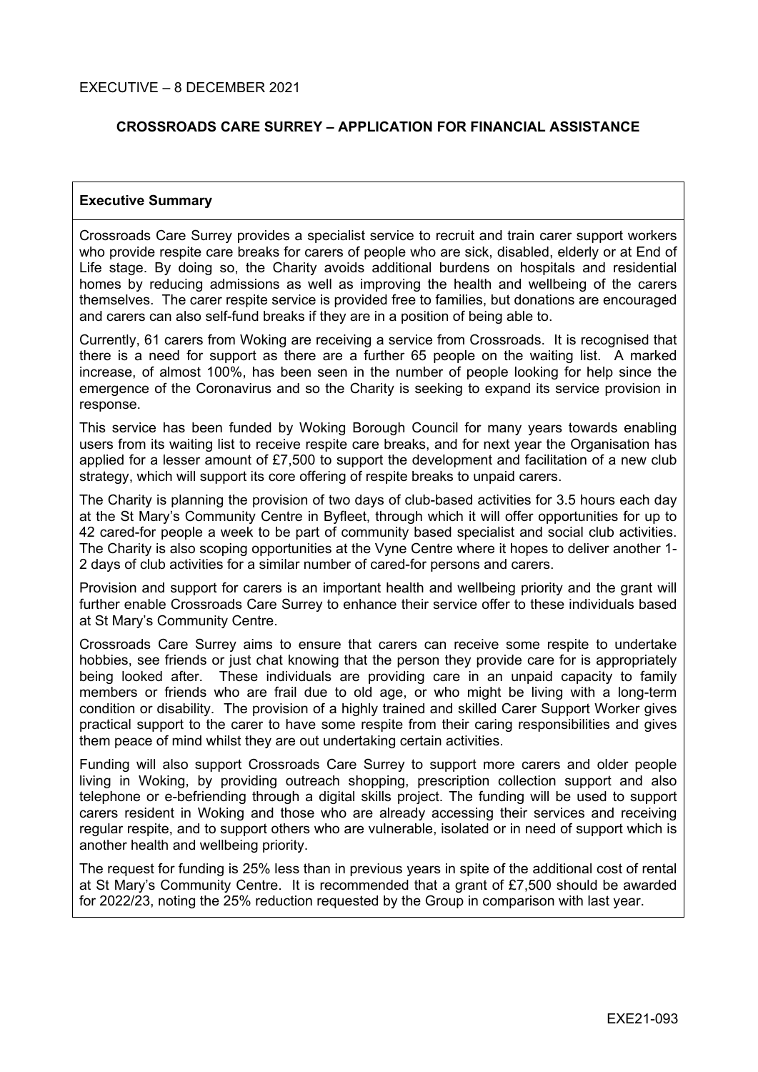EXECUTIVE – 8 DECEMBER 2021

# CROSSROADS CARE SURREY – APPLICATION FOR FINANCIAL ASSISTANCE

## Executive Summary

Crossroads Care Surrey provides a specialist service to recruit and train carer support workers who provide respite care breaks for carers of people who are sick, disabled, elderly or at End of Life stage. By doing so, the Charity avoids additional burdens on hospitals and residential homes by reducing admissions as well as improving the health and wellbeing of the carers themselves. The carer respite service is provided free to families, but donations are encouraged and carers can also self-fund breaks if they are in a position of being able to.

Currently, 61 carers from Woking are receiving a service from Crossroads. It is recognised that there is a need for support as there are a further 65 people on the waiting list. A marked increase, of almost 100%, has been seen in the number of people looking for help since the emergence of the Coronavirus and so the Charity is seeking to expand its service provision in response.

This service has been funded by Woking Borough Council for many years towards enabling users from its waiting list to receive respite care breaks, and for next year the Organisation has applied for a lesser amount of £7,500 to support the development and facilitation of a new club strategy, which will support its core offering of respite breaks to unpaid carers.

The Charity is planning the provision of two days of club-based activities for 3.5 hours each day at the St Mary's Community Centre in Byfleet, through which it will offer opportunities for up to 42 cared-for people a week to be part of community based specialist and social club activities. The Charity is also scoping opportunities at the Vyne Centre where it hopes to deliver another 1-2 days of club activities for a similar number of cared-for persons and carers.

Provision and support for carers is an important health and wellbeing priority and the grant will further enable Crossroads Care Surrey to enhance their service offer to these individuals based at St Mary's Community Centre.

Crossroads Care Surrey aims to ensure that carers can receive some respite to undertake hobbies, see friends or just chat knowing that the person they provide care for is appropriately being looked after. These individuals are providing care in an unpaid capacity to family members or friends who are frail due to old age, or who might be living with a long-term condition or disability. The provision of a highly trained and skilled Carer Support Worker gives practical support to the carer to have some respite from their caring responsibilities and gives them peace of mind whilst they are out undertaking certain activities.

Funding will also support Crossroads Care Surrey to support more carers and older people living in Woking, by providing outreach shopping, prescription collection support and also telephone or e-befriending through a digital skills project. The funding will be used to support carers resident in Woking and those who are already accessing their services and receiving regular respite, and to support others who are vulnerable, isolated or in need of support which is another health and wellbeing priority.

The request for funding is 25% less than in previous years in spite of the additional cost of rental at St Mary's Community Centre. It is recommended that a grant of £7,500 should be awarded for 2022/23, noting the 25% reduction requested by the Group in comparison with last year.

EXE21-093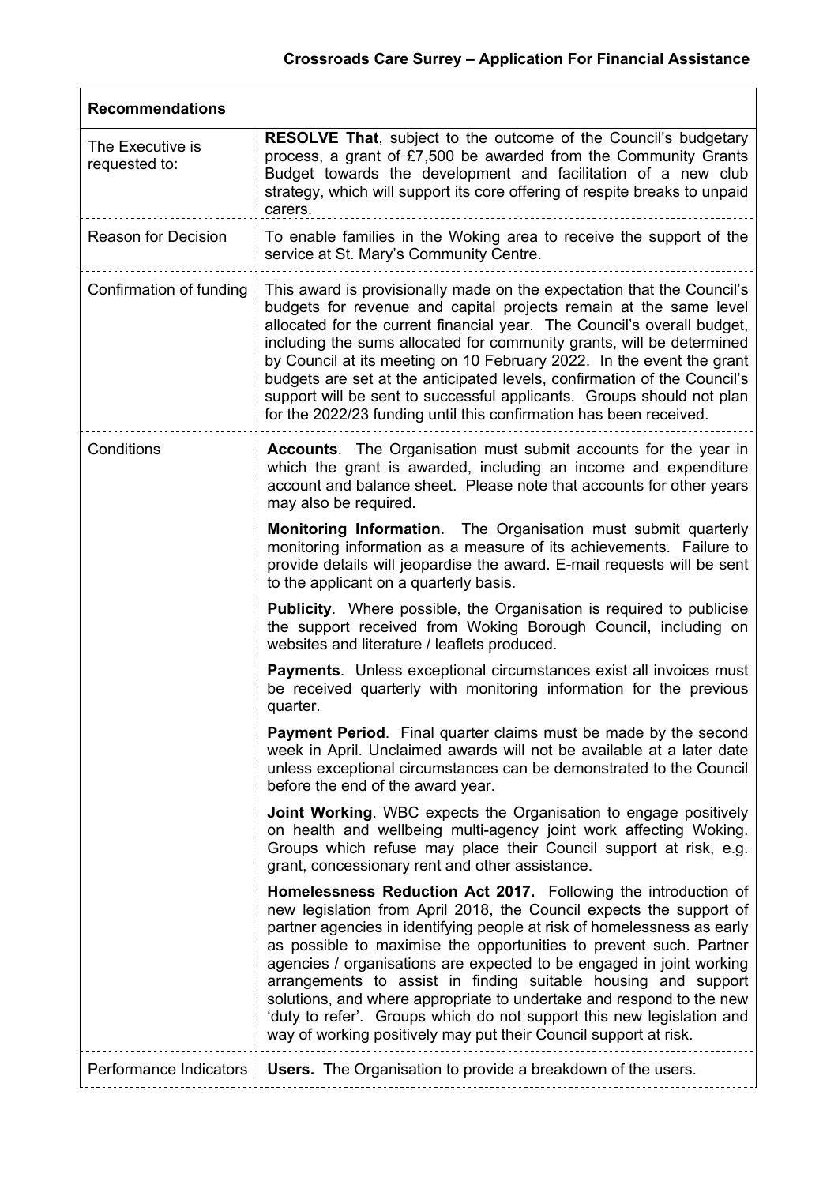# Crossroads Care Surrey – Application For Financial Assistance

| Recommendations | |
|---|---|
| The Executive is requested to: | **RESOLVE That**, subject to the outcome of the Council's budgetary process, a grant of £7,500 be awarded from the Community Grants Budget towards the development and facilitation of a new club strategy, which will support its core offering of respite breaks to unpaid carers. |
| Reason for Decision | To enable families in the Woking area to receive the support of the service at St. Mary's Community Centre. |
| Confirmation of funding | This award is provisionally made on the expectation that the Council's budgets for revenue and capital projects remain at the same level allocated for the current financial year. The Council's overall budget, including the sums allocated for community grants, will be determined by Council at its meeting on 10 February 2022. In the event the grant budgets are set at the anticipated levels, confirmation of the Council's support will be sent to successful applicants. Groups should not plan for the 2022/23 funding until this confirmation has been received. |
| Conditions | **Accounts**. The Organisation must submit accounts for the year in which the grant is awarded, including an income and expenditure account and balance sheet. Please note that accounts for other years may also be required.<br><br>**Monitoring Information**. The Organisation must submit quarterly monitoring information as a measure of its achievements. Failure to provide details will jeopardise the award. E-mail requests will be sent to the applicant on a quarterly basis.<br><br>**Publicity**. Where possible, the Organisation is required to publicise the support received from Woking Borough Council, including on websites and literature / leaflets produced.<br><br>**Payments**. Unless exceptional circumstances exist all invoices must be received quarterly with monitoring information for the previous quarter.<br><br>**Payment Period**. Final quarter claims must be made by the second week in April. Unclaimed awards will not be available at a later date unless exceptional circumstances can be demonstrated to the Council before the end of the award year.<br><br>**Joint Working**. WBC expects the Organisation to engage positively on health and wellbeing multi-agency joint work affecting Woking. Groups which refuse may place their Council support at risk, e.g. grant, concessionary rent and other assistance.<br><br>**Homelessness Reduction Act 2017.** Following the introduction of new legislation from April 2018, the Council expects the support of partner agencies in identifying people at risk of homelessness as early as possible to maximise the opportunities to prevent such. Partner agencies / organisations are expected to be engaged in joint working arrangements to assist in finding suitable housing and support solutions, and where appropriate to undertake and respond to the new 'duty to refer'. Groups which do not support this new legislation and way of working positively may put their Council support at risk. |
| Performance Indicators | **Users.** The Organisation to provide a breakdown of the users. |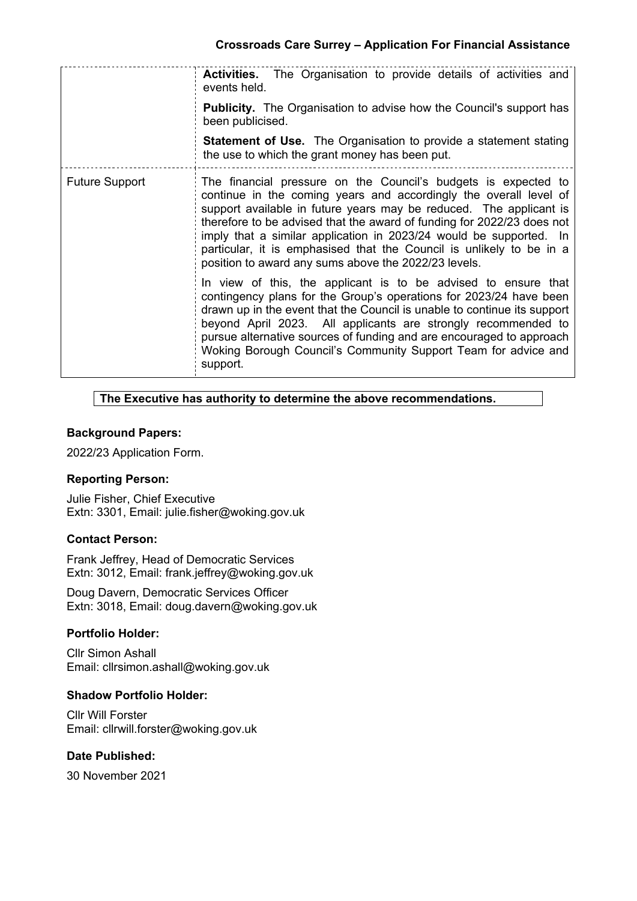| | |
|---|---|
| | **Activities.** The Organisation to provide details of activities and events held.<br><br>**Publicity.** The Organisation to advise how the Council's support has been publicised.<br><br>**Statement of Use.** The Organisation to provide a statement stating the use to which the grant money has been put. |
| Future Support | The financial pressure on the Council's budgets is expected to continue in the coming years and accordingly the overall level of support available in future years may be reduced. The applicant is therefore to be advised that the award of funding for 2022/23 does not imply that a similar application in 2023/24 would be supported. In particular, it is emphasised that the Council is unlikely to be in a position to award any sums above the 2022/23 levels.<br><br>In view of this, the applicant is to be advised to ensure that contingency plans for the Group's operations for 2023/24 have been drawn up in the event that the Council is unable to continue its support beyond April 2023. All applicants are strongly recommended to pursue alternative sources of funding and are encouraged to approach Woking Borough Council's Community Support Team for advice and support. |

**The Executive has authority to determine the above recommendations.**

### Background Papers:

2022/23 Application Form.

### Reporting Person:

Julie Fisher, Chief Executive
Extn: 3301, Email: julie.fisher@woking.gov.uk

### Contact Person:

Frank Jeffrey, Head of Democratic Services
Extn: 3012, Email: frank.jeffrey@woking.gov.uk

Doug Davern, Democratic Services Officer
Extn: 3018, Email: doug.davern@woking.gov.uk

### Portfolio Holder:

Cllr Simon Ashall
Email: cllrsimon.ashall@woking.gov.uk

### Shadow Portfolio Holder:

Cllr Will Forster
Email: cllrwill.forster@woking.gov.uk

### Date Published:

30 November 2021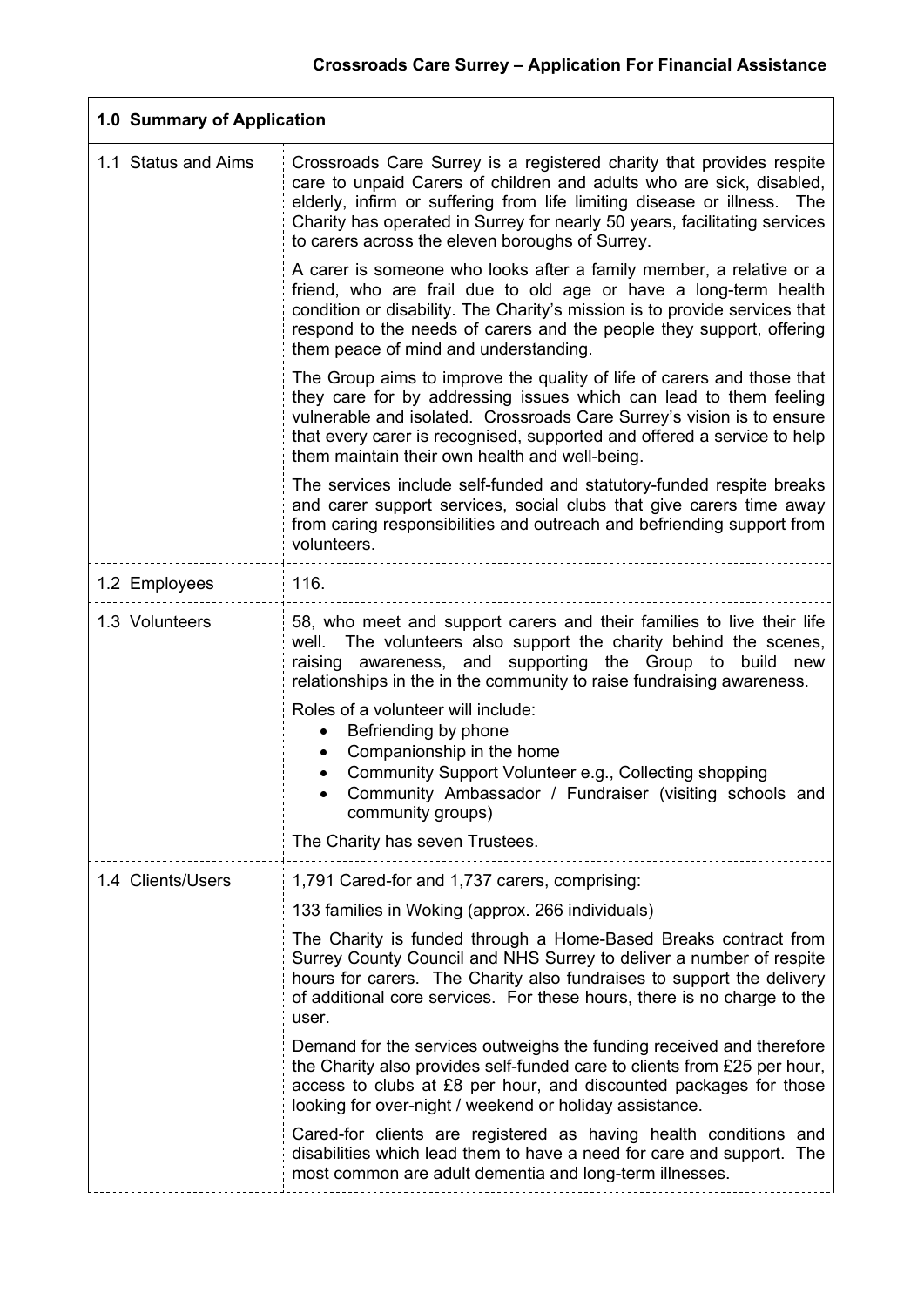**Crossroads Care Surrey – Application For Financial Assistance**

| **1.0 Summary of Application** | |
|---|---|
| 1.1 Status and Aims | Crossroads Care Surrey is a registered charity that provides respite care to unpaid Carers of children and adults who are sick, disabled, elderly, infirm or suffering from life limiting disease or illness. The Charity has operated in Surrey for nearly 50 years, facilitating services to carers across the eleven boroughs of Surrey.<br><br>A carer is someone who looks after a family member, a relative or a friend, who are frail due to old age or have a long-term health condition or disability. The Charity's mission is to provide services that respond to the needs of carers and the people they support, offering them peace of mind and understanding.<br><br>The Group aims to improve the quality of life of carers and those that they care for by addressing issues which can lead to them feeling vulnerable and isolated. Crossroads Care Surrey's vision is to ensure that every carer is recognised, supported and offered a service to help them maintain their own health and well-being.<br><br>The services include self-funded and statutory-funded respite breaks and carer support services, social clubs that give carers time away from caring responsibilities and outreach and befriending support from volunteers. |
| 1.2 Employees | 116. |
| 1.3 Volunteers | 58, who meet and support carers and their families to live their life well. The volunteers also support the charity behind the scenes, raising awareness, and supporting the Group to build new relationships in the in the community to raise fundraising awareness.<br><br>Roles of a volunteer will include:<br>• Befriending by phone<br>• Companionship in the home<br>• Community Support Volunteer e.g., Collecting shopping<br>• Community Ambassador / Fundraiser (visiting schools and community groups)<br><br>The Charity has seven Trustees. |
| 1.4 Clients/Users | 1,791 Cared-for and 1,737 carers, comprising:<br><br>133 families in Woking (approx. 266 individuals)<br><br>The Charity is funded through a Home-Based Breaks contract from Surrey County Council and NHS Surrey to deliver a number of respite hours for carers. The Charity also fundraises to support the delivery of additional core services. For these hours, there is no charge to the user.<br><br>Demand for the services outweighs the funding received and therefore the Charity also provides self-funded care to clients from £25 per hour, access to clubs at £8 per hour, and discounted packages for those looking for over-night / weekend or holiday assistance.<br><br>Cared-for clients are registered as having health conditions and disabilities which lead them to have a need for care and support. The most common are adult dementia and long-term illnesses. |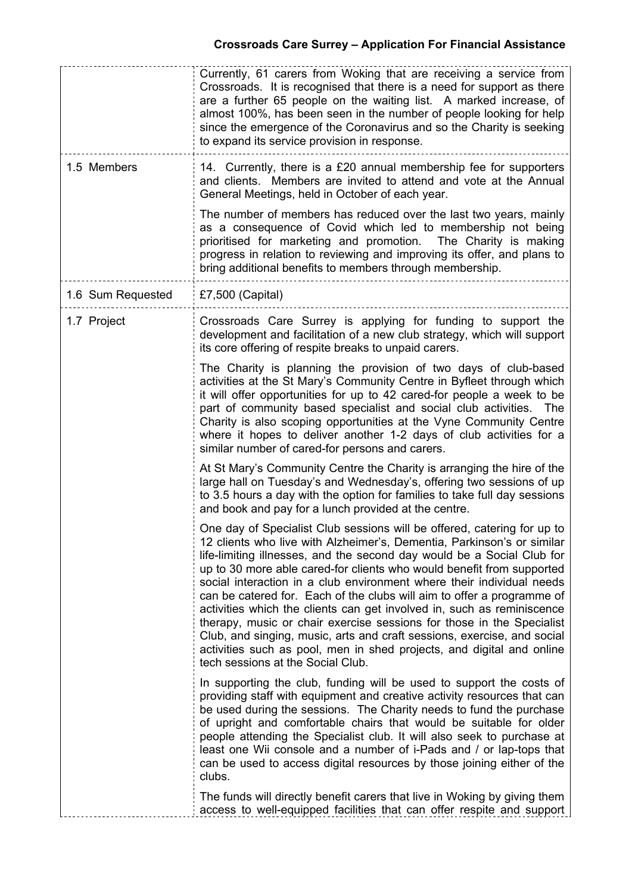| | |
|---|---|
| | Currently, 61 carers from Woking that are receiving a service from Crossroads. It is recognised that there is a need for support as there are a further 65 people on the waiting list. A marked increase, of almost 100%, has been seen in the number of people looking for help since the emergence of the Coronavirus and so the Charity is seeking to expand its service provision in response. |
| 1.5 Members | 14. Currently, there is a £20 annual membership fee for supporters and clients. Members are invited to attend and vote at the Annual General Meetings, held in October of each year.<br><br>The number of members has reduced over the last two years, mainly as a consequence of Covid which led to membership not being prioritised for marketing and promotion. The Charity is making progress in relation to reviewing and improving its offer, and plans to bring additional benefits to members through membership. |
| 1.6 Sum Requested | £7,500 (Capital) |
| 1.7 Project | Crossroads Care Surrey is applying for funding to support the development and facilitation of a new club strategy, which will support its core offering of respite breaks to unpaid carers.<br><br>The Charity is planning the provision of two days of club-based activities at the St Mary's Community Centre in Byfleet through which it will offer opportunities for up to 42 cared-for people a week to be part of community based specialist and social club activities. The Charity is also scoping opportunities at the Vyne Community Centre where it hopes to deliver another 1-2 days of club activities for a similar number of cared-for persons and carers.<br><br>At St Mary's Community Centre the Charity is arranging the hire of the large hall on Tuesday's and Wednesday's, offering two sessions of up to 3.5 hours a day with the option for families to take full day sessions and book and pay for a lunch provided at the centre.<br><br>One day of Specialist Club sessions will be offered, catering for up to 12 clients who live with Alzheimer's, Dementia, Parkinson's or similar life-limiting illnesses, and the second day would be a Social Club for up to 30 more able cared-for clients who would benefit from supported social interaction in a club environment where their individual needs can be catered for. Each of the clubs will aim to offer a programme of activities which the clients can get involved in, such as reminiscence therapy, music or chair exercise sessions for those in the Specialist Club, and singing, music, arts and craft sessions, exercise, and social activities such as pool, men in shed projects, and digital and online tech sessions at the Social Club.<br><br>In supporting the club, funding will be used to support the costs of providing staff with equipment and creative activity resources that can be used during the sessions. The Charity needs to fund the purchase of upright and comfortable chairs that would be suitable for older people attending the Specialist club. It will also seek to purchase at least one Wii console and a number of i-Pads and / or lap-tops that can be used to access digital resources by those joining either of the clubs.<br><br>The funds will directly benefit carers that live in Woking by giving them access to well-equipped facilities that can offer respite and support |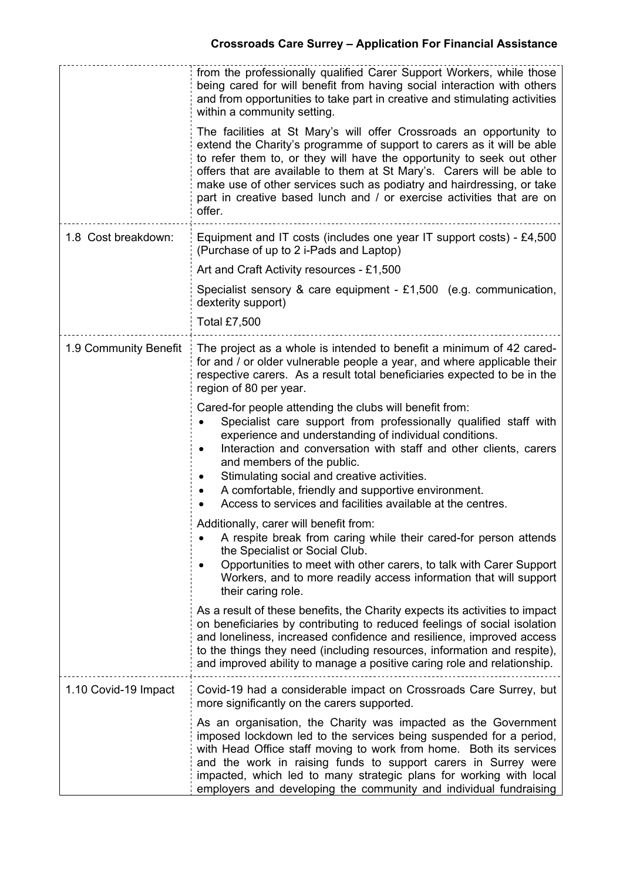| | |
|---|---|
| | from the professionally qualified Carer Support Workers, while those being cared for will benefit from having social interaction with others and from opportunities to take part in creative and stimulating activities within a community setting.<br><br>The facilities at St Mary's will offer Crossroads an opportunity to extend the Charity's programme of support to carers as it will be able to refer them to, or they will have the opportunity to seek out other offers that are available to them at St Mary's. Carers will be able to make use of other services such as podiatry and hairdressing, or take part in creative based lunch and / or exercise activities that are on offer. |
| 1.8 Cost breakdown: | Equipment and IT costs (includes one year IT support costs) - £4,500 (Purchase of up to 2 i-Pads and Laptop)<br><br>Art and Craft Activity resources - £1,500<br><br>Specialist sensory & care equipment - £1,500 (e.g. communication, dexterity support)<br><br>Total £7,500 |
| 1.9 Community Benefit | The project as a whole is intended to benefit a minimum of 42 cared-for and / or older vulnerable people a year, and where applicable their respective carers. As a result total beneficiaries expected to be in the region of 80 per year.<br><br>Cared-for people attending the clubs will benefit from:<br>• Specialist care support from professionally qualified staff with experience and understanding of individual conditions.<br>• Interaction and conversation with staff and other clients, carers and members of the public.<br>• Stimulating social and creative activities.<br>• A comfortable, friendly and supportive environment.<br>• Access to services and facilities available at the centres.<br><br>Additionally, carer will benefit from:<br>• A respite break from caring while their cared-for person attends the Specialist or Social Club.<br>• Opportunities to meet with other carers, to talk with Carer Support Workers, and to more readily access information that will support their caring role.<br><br>As a result of these benefits, the Charity expects its activities to impact on beneficiaries by contributing to reduced feelings of social isolation and loneliness, increased confidence and resilience, improved access to the things they need (including resources, information and respite), and improved ability to manage a positive caring role and relationship. |
| 1.10 Covid-19 Impact | Covid-19 had a considerable impact on Crossroads Care Surrey, but more significantly on the carers supported.<br><br>As an organisation, the Charity was impacted as the Government imposed lockdown led to the services being suspended for a period, with Head Office staff moving to work from home. Both its services and the work in raising funds to support carers in Surrey were impacted, which led to many strategic plans for working with local employers and developing the community and individual fundraising |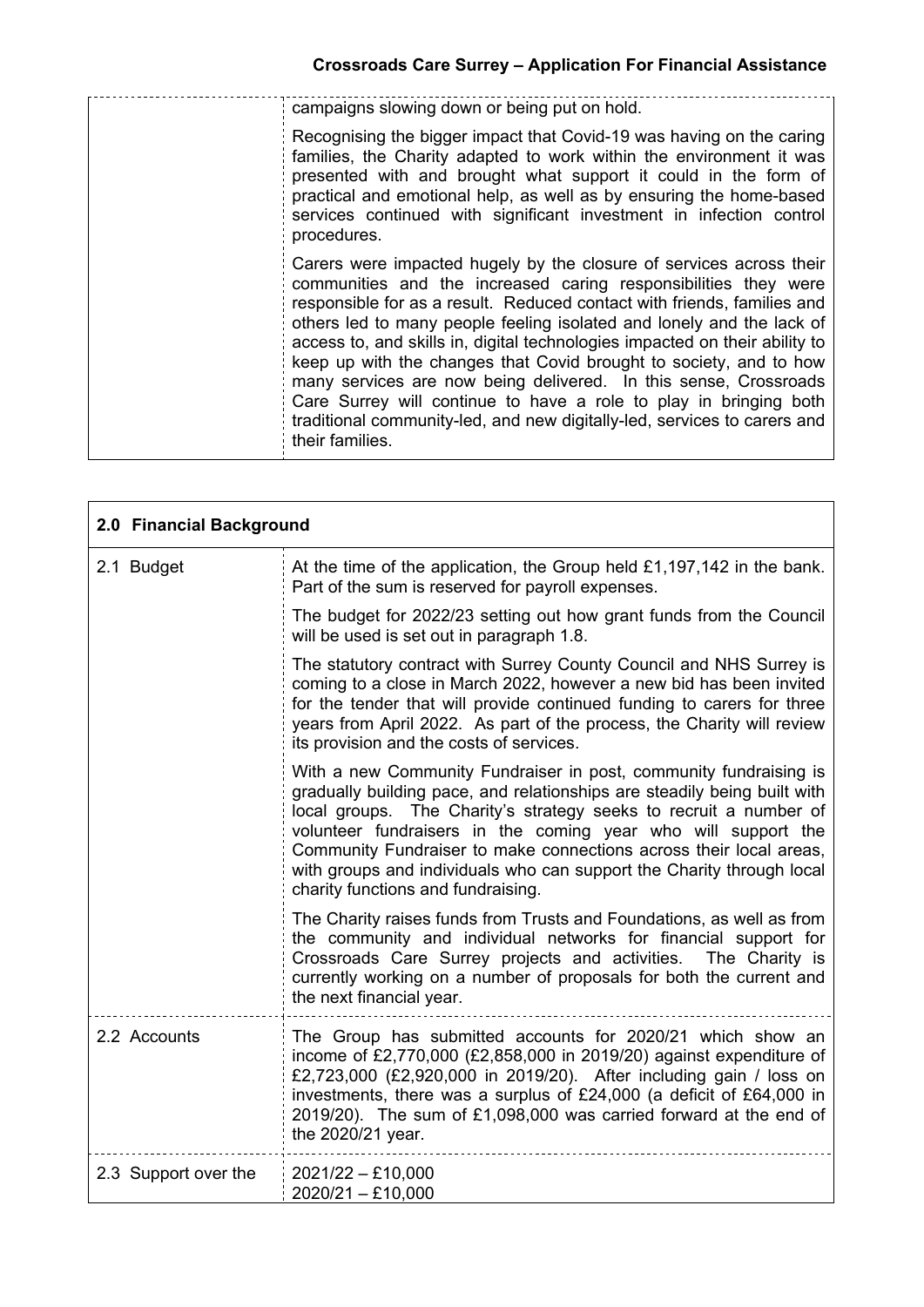| | |
|---|---|
| | campaigns slowing down or being put on hold.<br><br>Recognising the bigger impact that Covid-19 was having on the caring families, the Charity adapted to work within the environment it was presented with and brought what support it could in the form of practical and emotional help, as well as by ensuring the home-based services continued with significant investment in infection control procedures.<br><br>Carers were impacted hugely by the closure of services across their communities and the increased caring responsibilities they were responsible for as a result. Reduced contact with friends, families and others led to many people feeling isolated and lonely and the lack of access to, and skills in, digital technologies impacted on their ability to keep up with the changes that Covid brought to society, and to how many services are now being delivered. In this sense, Crossroads Care Surrey will continue to have a role to play in bringing both traditional community-led, and new digitally-led, services to carers and their families. |

| **2.0 Financial Background** | |
|---|---|
| 2.1 Budget | At the time of the application, the Group held £1,197,142 in the bank. Part of the sum is reserved for payroll expenses.<br><br>The budget for 2022/23 setting out how grant funds from the Council will be used is set out in paragraph 1.8.<br><br>The statutory contract with Surrey County Council and NHS Surrey is coming to a close in March 2022, however a new bid has been invited for the tender that will provide continued funding to carers for three years from April 2022. As part of the process, the Charity will review its provision and the costs of services.<br><br>With a new Community Fundraiser in post, community fundraising is gradually building pace, and relationships are steadily being built with local groups. The Charity's strategy seeks to recruit a number of volunteer fundraisers in the coming year who will support the Community Fundraiser to make connections across their local areas, with groups and individuals who can support the Charity through local charity functions and fundraising.<br><br>The Charity raises funds from Trusts and Foundations, as well as from the community and individual networks for financial support for Crossroads Care Surrey projects and activities. The Charity is currently working on a number of proposals for both the current and the next financial year. |
| 2.2 Accounts | The Group has submitted accounts for 2020/21 which show an income of £2,770,000 (£2,858,000 in 2019/20) against expenditure of £2,723,000 (£2,920,000 in 2019/20). After including gain / loss on investments, there was a surplus of £24,000 (a deficit of £64,000 in 2019/20). The sum of £1,098,000 was carried forward at the end of the 2020/21 year. |
| 2.3 Support over the | 2021/22 – £10,000<br>2020/21 – £10,000 |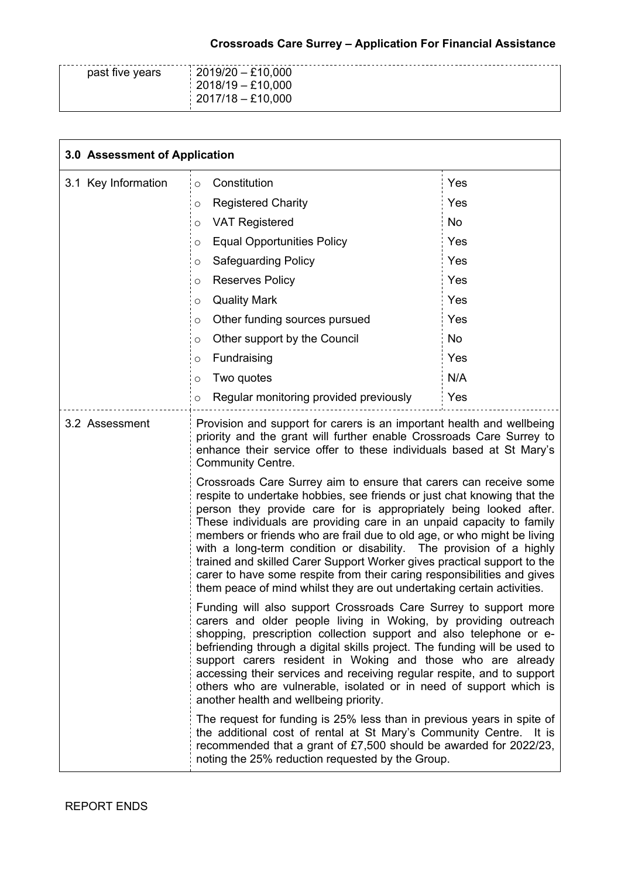| | |
|---|---|
| past five years | 2019/20 – £10,000<br>2018/19 – £10,000<br>2017/18 – £10,000 |

**3.0 Assessment of Application**

| | | |
|---|---|---|
| 3.1 Key Information | Constitution | Yes |
| | Registered Charity | Yes |
| | VAT Registered | No |
| | Equal Opportunities Policy | Yes |
| | Safeguarding Policy | Yes |
| | Reserves Policy | Yes |
| | Quality Mark | Yes |
| | Other funding sources pursued | Yes |
| | Other support by the Council | No |
| | Fundraising | Yes |
| | Two quotes | N/A |
| | Regular monitoring provided previously | Yes |

**3.2 Assessment**

Provision and support for carers is an important health and wellbeing priority and the grant will further enable Crossroads Care Surrey to enhance their service offer to these individuals based at St Mary's Community Centre.

Crossroads Care Surrey aim to ensure that carers can receive some respite to undertake hobbies, see friends or just chat knowing that the person they provide care for is appropriately being looked after. These individuals are providing care in an unpaid capacity to family members or friends who are frail due to old age, or who might be living with a long-term condition or disability. The provision of a highly trained and skilled Carer Support Worker gives practical support to the carer to have some respite from their caring responsibilities and gives them peace of mind whilst they are out undertaking certain activities.

Funding will also support Crossroads Care Surrey to support more carers and older people living in Woking, by providing outreach shopping, prescription collection support and also telephone or e-befriending through a digital skills project. The funding will be used to support carers resident in Woking and those who are already accessing their services and receiving regular respite, and to support others who are vulnerable, isolated or in need of support which is another health and wellbeing priority.

The request for funding is 25% less than in previous years in spite of the additional cost of rental at St Mary's Community Centre. It is recommended that a grant of £7,500 should be awarded for 2022/23, noting the 25% reduction requested by the Group.

REPORT ENDS